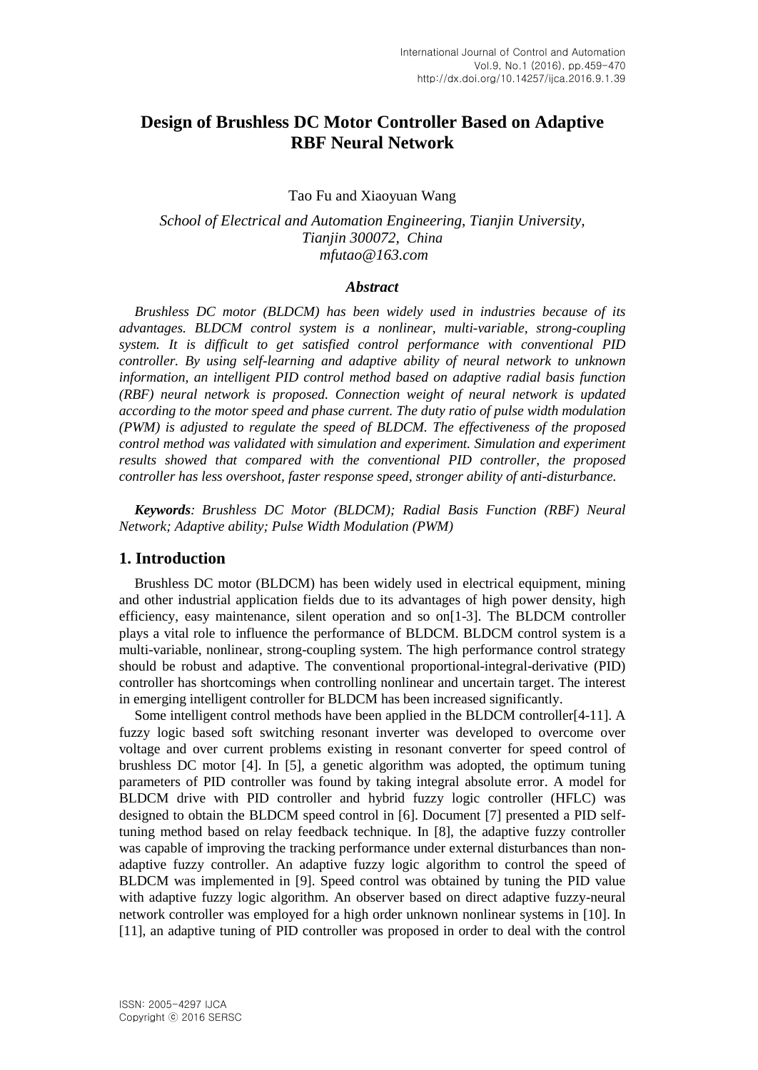# Design of Brushless DC Motor Controller Based on Adaptive RBF Neural Network

Tao Fu and Xiaoyuan Wang

*School of Electrical and Automation Engineering, Tianjin University, Tianjin 300072, China*
*mfutao@163.com*

### *Abstract*

*Brushless DC motor (BLDCM) has been widely used in industries because of its advantages. BLDCM control system is a nonlinear, multi-variable, strong-coupling system. It is difficult to get satisfied control performance with conventional PID controller. By using self-learning and adaptive ability of neural network to unknown information, an intelligent PID control method based on adaptive radial basis function (RBF) neural network is proposed. Connection weight of neural network is updated according to the motor speed and phase current. The duty ratio of pulse width modulation (PWM) is adjusted to regulate the speed of BLDCM. The effectiveness of the proposed control method was validated with simulation and experiment. Simulation and experiment results showed that compared with the conventional PID controller, the proposed controller has less overshoot, faster response speed, stronger ability of anti-disturbance.*

***Keywords**: Brushless DC Motor (BLDCM); Radial Basis Function (RBF) Neural Network; Adaptive ability; Pulse Width Modulation (PWM)*

## 1. Introduction

Brushless DC motor (BLDCM) has been widely used in electrical equipment, mining and other industrial application fields due to its advantages of high power density, high efficiency, easy maintenance, silent operation and so on[1-3]. The BLDCM controller plays a vital role to influence the performance of BLDCM. BLDCM control system is a multi-variable, nonlinear, strong-coupling system. The high performance control strategy should be robust and adaptive. The conventional proportional-integral-derivative (PID) controller has shortcomings when controlling nonlinear and uncertain target. The interest in emerging intelligent controller for BLDCM has been increased significantly.

Some intelligent control methods have been applied in the BLDCM controller[4-11]. A fuzzy logic based soft switching resonant inverter was developed to overcome over voltage and over current problems existing in resonant converter for speed control of brushless DC motor [4]. In [5], a genetic algorithm was adopted, the optimum tuning parameters of PID controller was found by taking integral absolute error. A model for BLDCM drive with PID controller and hybrid fuzzy logic controller (HFLC) was designed to obtain the BLDCM speed control in [6]. Document [7] presented a PID self-tuning method based on relay feedback technique. In [8], the adaptive fuzzy controller was capable of improving the tracking performance under external disturbances than non-adaptive fuzzy controller. An adaptive fuzzy logic algorithm to control the speed of BLDCM was implemented in [9]. Speed control was obtained by tuning the PID value with adaptive fuzzy logic algorithm. An observer based on direct adaptive fuzzy-neural network controller was employed for a high order unknown nonlinear systems in [10]. In [11], an adaptive tuning of PID controller was proposed in order to deal with the control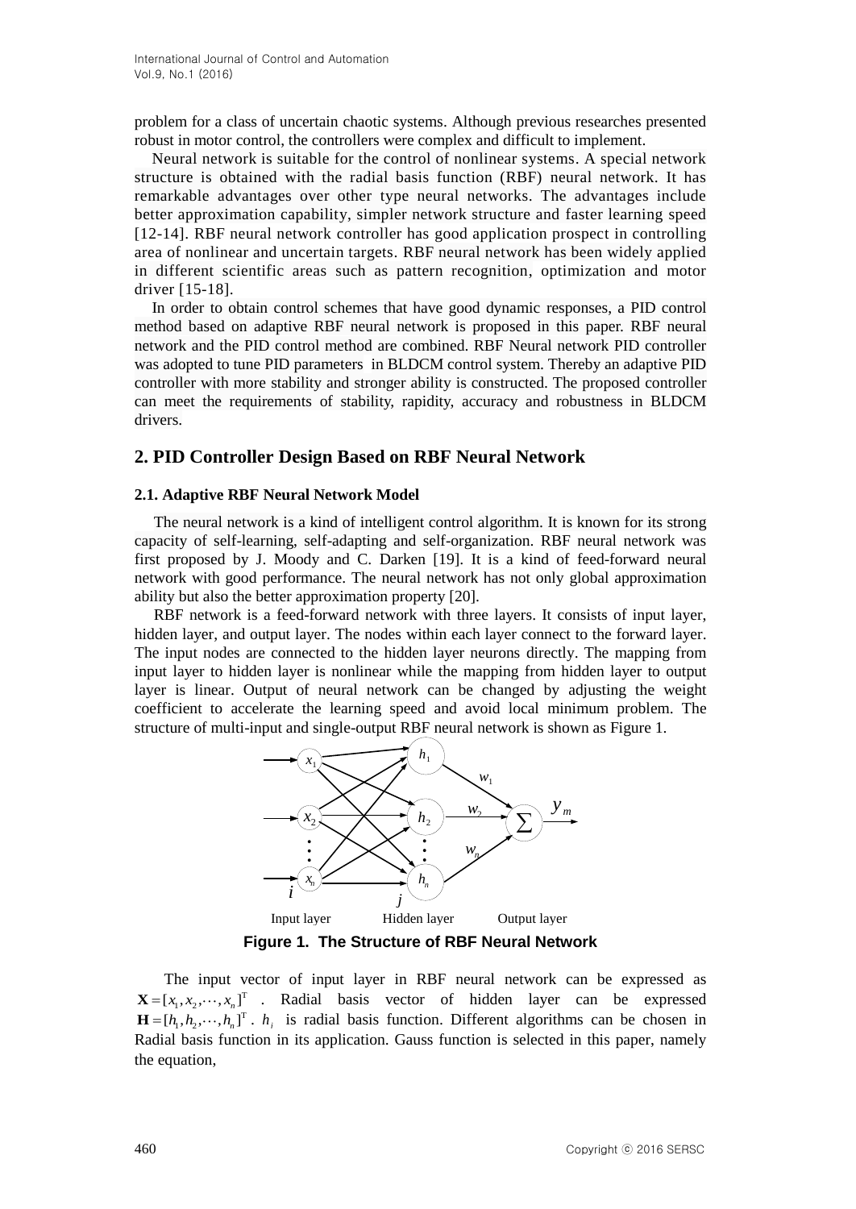problem for a class of uncertain chaotic systems. Although previous researches presented robust in motor control, the controllers were complex and difficult to implement.

Neural network is suitable for the control of nonlinear systems. A special network structure is obtained with the radial basis function (RBF) neural network. It has remarkable advantages over other type neural networks. The advantages include better approximation capability, simpler network structure and faster learning speed [12-14]. RBF neural network controller has good application prospect in controlling area of nonlinear and uncertain targets. RBF neural network has been widely applied in different scientific areas such as pattern recognition, optimization and motor driver [15-18].

In order to obtain control schemes that have good dynamic responses, a PID control method based on adaptive RBF neural network is proposed in this paper. RBF neural network and the PID control method are combined. RBF Neural network PID controller was adopted to tune PID parameters in BLDCM control system. Thereby an adaptive PID controller with more stability and stronger ability is constructed. The proposed controller can meet the requirements of stability, rapidity, accuracy and robustness in BLDCM drivers.

## 2. PID Controller Design Based on RBF Neural Network

### 2.1. Adaptive RBF Neural Network Model

The neural network is a kind of intelligent control algorithm. It is known for its strong capacity of self-learning, self-adapting and self-organization. RBF neural network was first proposed by J. Moody and C. Darken [19]. It is a kind of feed-forward neural network with good performance. The neural network has not only global approximation ability but also the better approximation property [20].

RBF network is a feed-forward network with three layers. It consists of input layer, hidden layer, and output layer. The nodes within each layer connect to the forward layer. The input nodes are connected to the hidden layer neurons directly. The mapping from input layer to hidden layer is nonlinear while the mapping from hidden layer to output layer is linear. Output of neural network can be changed by adjusting the weight coefficient to accelerate the learning speed and avoid local minimum problem. The structure of multi-input and single-output RBF neural network is shown as Figure 1.

**Figure 1. The Structure of RBF Neural Network**

The input vector of input layer in RBF neural network can be expressed as $\mathbf{X} = [x_1, x_2, \cdots, x_n]^{\mathrm{T}}$ . Radial basis vector of hidden layer can be expressed $\mathbf{H} = [h_1, h_2, \cdots, h_n]^{\mathrm{T}}$ . $h_i$ is radial basis function. Different algorithms can be chosen in Radial basis function in its application. Gauss function is selected in this paper, namely the equation,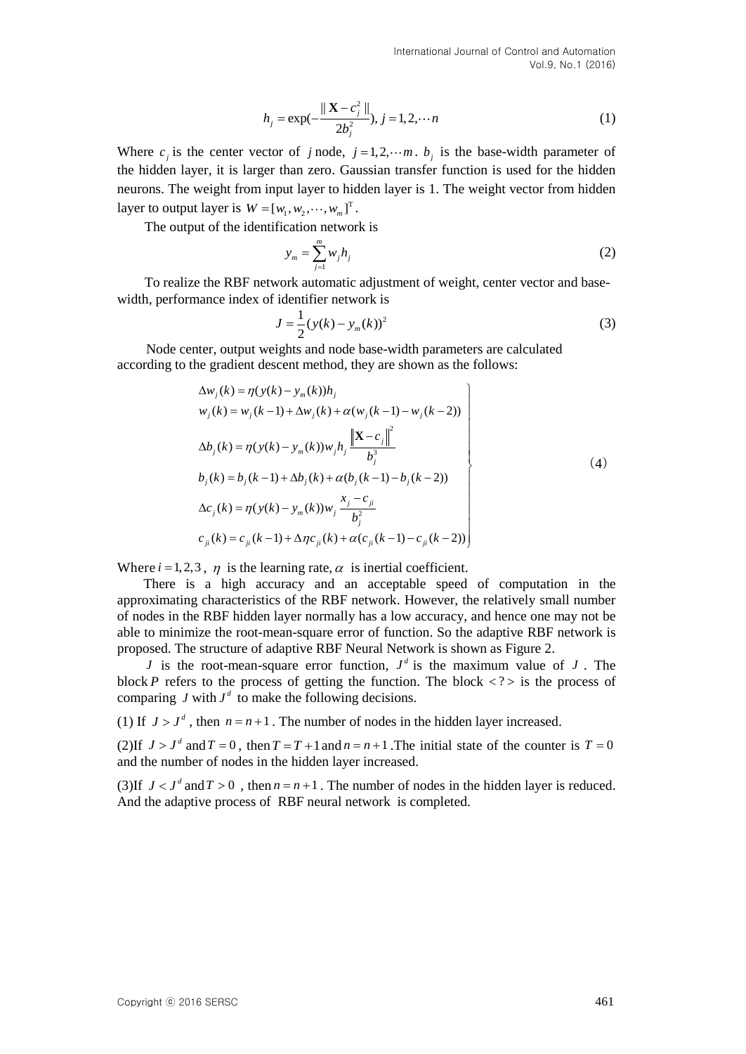$$h_j = \exp(-\frac{\| \mathbf{X} - c_j^2 \|}{2b_j^2}), j = 1, 2, \cdots n \tag{1}$$

Where $c_j$ is the center vector of $j$ node, $j = 1, 2, \cdots m$. $b_j$ is the base-width parameter of the hidden layer, it is larger than zero. Gaussian transfer function is used for the hidden neurons. The weight from input layer to hidden layer is 1. The weight vector from hidden layer to output layer is $W = [w_1, w_2, \cdots, w_m]^{\mathrm{T}}$.

The output of the identification network is

$$y_m = \sum_{j=1}^{m} w_j h_j \tag{2}$$

To realize the RBF network automatic adjustment of weight, center vector and base-width, performance index of identifier network is

$$J = \frac{1}{2}(y(k) - y_m(k))^2 \tag{3}$$

Node center, output weights and node base-width parameters are calculated according to the gradient descent method, they are shown as the follows:

$$\left.\begin{array}{l}
\Delta w_j(k) = \eta(y(k) - y_m(k))h_j \\
w_j(k) = w_j(k-1) + \Delta w_j(k) + \alpha(w_j(k-1) - w_j(k-2)) \\
\Delta b_j(k) = \eta(y(k) - y_m(k))w_j h_j \dfrac{\left\| \mathbf{X} - c_j \right\|^2}{b_j^3} \\
b_j(k) = b_j(k-1) + \Delta b_j(k) + \alpha(b_j(k-1) - b_j(k-2)) \\
\Delta c_j(k) = \eta(y(k) - y_m(k))w_j \dfrac{x_j - c_{ji}}{b_j^2} \\
c_{ji}(k) = c_{ji}(k-1) + \Delta\eta c_{ji}(k) + \alpha(c_{ji}(k-1) - c_{ji}(k-2))
\end{array}\right\} \tag{4}$$

Where $i = 1, 2, 3$, $\eta$ is the learning rate, $\alpha$ is inertial coefficient.

There is a high accuracy and an acceptable speed of computation in the approximating characteristics of the RBF network. However, the relatively small number of nodes in the RBF hidden layer normally has a low accuracy, and hence one may not be able to minimize the root-mean-square error of function. So the adaptive RBF network is proposed. The structure of adaptive RBF Neural Network is shown as Figure 2.

$J$ is the root-mean-square error function, $J^d$ is the maximum value of $J$. The block $P$ refers to the process of getting the function. The block $< ? >$ is the process of comparing $J$ with $J^d$ to make the following decisions.

(1) If $J > J^d$, then $n = n + 1$. The number of nodes in the hidden layer increased.

(2)If $J > J^d$ and $T = 0$, then $T = T + 1$ and $n = n + 1$. The initial state of the counter is $T = 0$ and the number of nodes in the hidden layer increased.

(3)If $J < J^d$ and $T > 0$, then $n = n + 1$. The number of nodes in the hidden layer is reduced. And the adaptive process of RBF neural network is completed.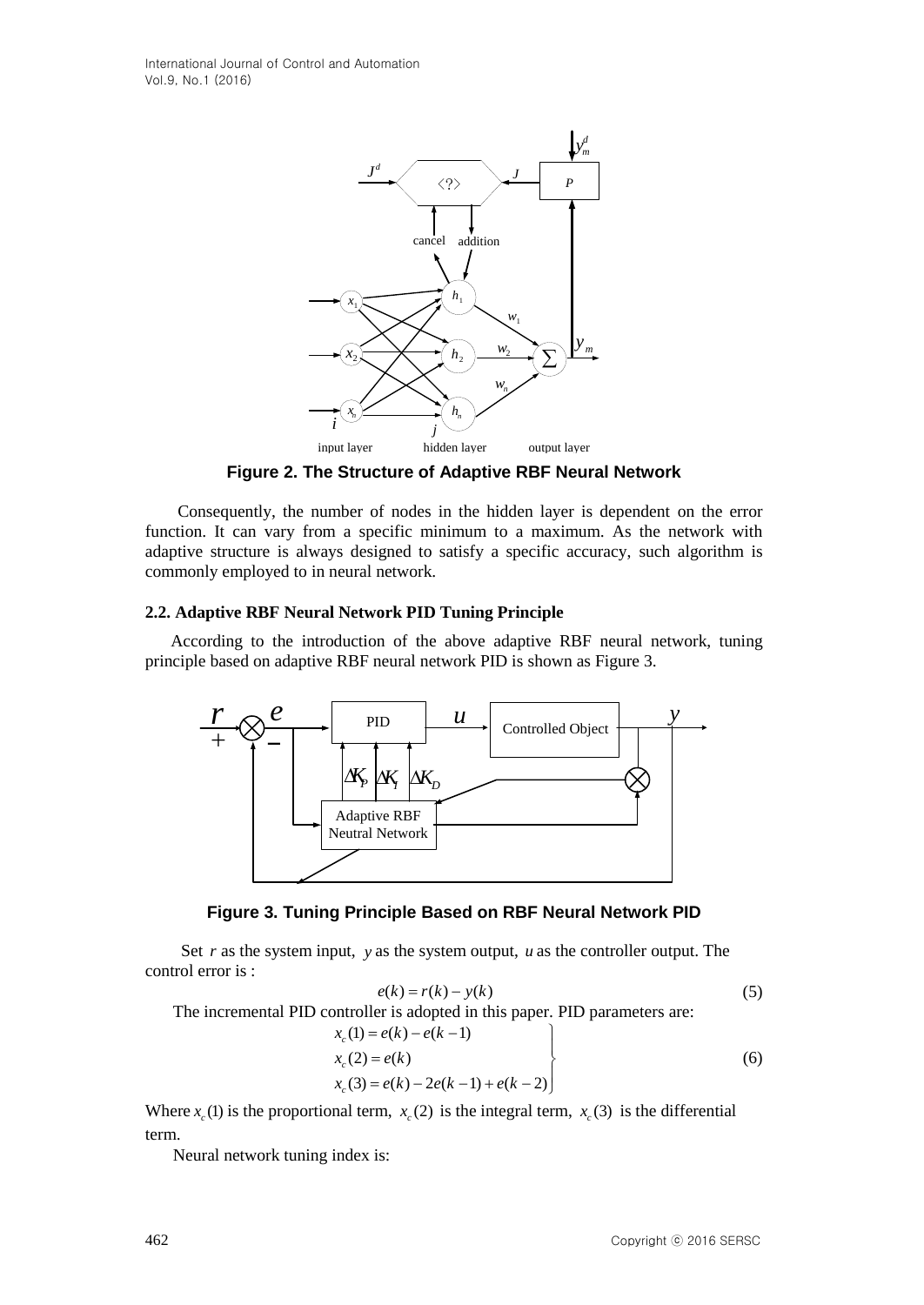**Figure 2. The Structure of Adaptive RBF Neural Network**

Consequently, the number of nodes in the hidden layer is dependent on the error function. It can vary from a specific minimum to a maximum. As the network with adaptive structure is always designed to satisfy a specific accuracy, such algorithm is commonly employed to in neural network.

### 2.2. Adaptive RBF Neural Network PID Tuning Principle

According to the introduction of the above adaptive RBF neural network, tuning principle based on adaptive RBF neural network PID is shown as Figure 3.

**Figure 3. Tuning Principle Based on RBF Neural Network PID**

Set $r$ as the system input, $y$ as the system output, $u$ as the controller output. The control error is :

$$e(k) = r(k) - y(k) \tag{5}$$

The incremental PID controller is adopted in this paper. PID parameters are:

$$\left.\begin{aligned} x_c(1) &= e(k) - e(k-1) \\ x_c(2) &= e(k) \\ x_c(3) &= e(k) - 2e(k-1) + e(k-2) \end{aligned}\right\} \tag{6}$$

Where $x_c(1)$ is the proportional term, $x_c(2)$ is the integral term, $x_c(3)$ is the differential term.

Neural network tuning index is: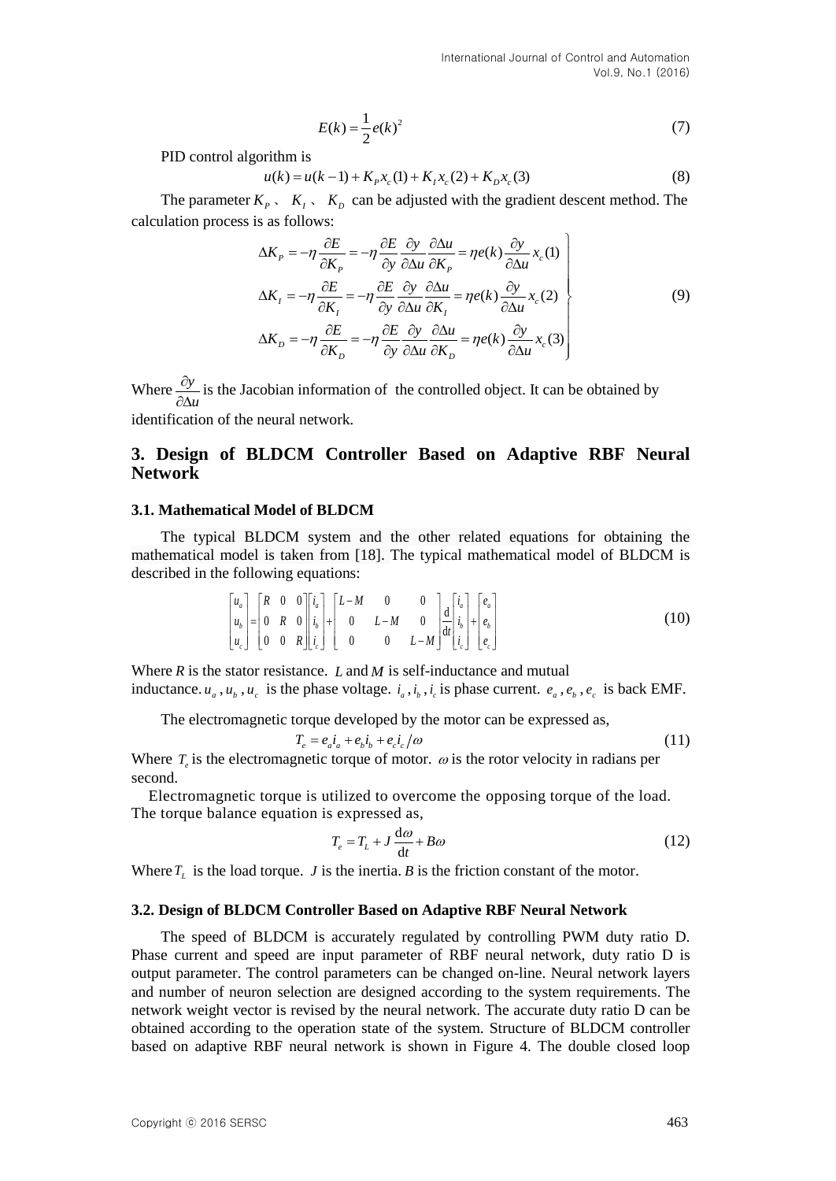$$E(k) = \frac{1}{2}e(k)^2 \tag{7}$$

PID control algorithm is

$$u(k) = u(k-1) + K_P x_c(1) + K_I x_c(2) + K_D x_c(3) \tag{8}$$

The parameter $K_P$ 、 $K_I$ 、 $K_D$ can be adjusted with the gradient descent method. The calculation process is as follows:

$$\left.\begin{aligned}
\Delta K_P &= -\eta \frac{\partial E}{\partial K_P} = -\eta \frac{\partial E}{\partial y}\frac{\partial y}{\partial \Delta u}\frac{\partial \Delta u}{\partial K_P} = \eta e(k)\frac{\partial y}{\partial \Delta u}x_c(1) \\
\Delta K_I &= -\eta \frac{\partial E}{\partial K_I} = -\eta \frac{\partial E}{\partial y}\frac{\partial y}{\partial \Delta u}\frac{\partial \Delta u}{\partial K_I} = \eta e(k)\frac{\partial y}{\partial \Delta u}x_c(2) \\
\Delta K_D &= -\eta \frac{\partial E}{\partial K_D} = -\eta \frac{\partial E}{\partial y}\frac{\partial y}{\partial \Delta u}\frac{\partial \Delta u}{\partial K_D} = \eta e(k)\frac{\partial y}{\partial \Delta u}x_c(3)
\end{aligned}\right\} \tag{9}$$

Where $\frac{\partial y}{\partial \Delta u}$ is the Jacobian information of the controlled object. It can be obtained by identification of the neural network.

## 3. Design of BLDCM Controller Based on Adaptive RBF Neural Network

### 3.1. Mathematical Model of BLDCM

The typical BLDCM system and the other related equations for obtaining the mathematical model is taken from [18]. The typical mathematical model of BLDCM is described in the following equations:

$$\begin{bmatrix} u_a \\ u_b \\ u_c \end{bmatrix} = \begin{bmatrix} R & 0 & 0 \\ 0 & R & 0 \\ 0 & 0 & R \end{bmatrix}\begin{bmatrix} i_a \\ i_b \\ i_c \end{bmatrix} + \begin{bmatrix} L-M & 0 & 0 \\ 0 & L-M & 0 \\ 0 & 0 & L-M \end{bmatrix}\frac{\mathrm{d}}{\mathrm{d}t}\begin{bmatrix} i_a \\ i_b \\ i_c \end{bmatrix} + \begin{bmatrix} e_a \\ e_b \\ e_c \end{bmatrix} \tag{10}$$

Where $R$ is the stator resistance. $L$ and $M$ is self-inductance and mutual inductance. $u_a, u_b, u_c$ is the phase voltage. $i_a, i_b, i_c$ is phase current. $e_a, e_b, e_c$ is back EMF.

The electromagnetic torque developed by the motor can be expressed as,

$$T_e = e_a i_a + e_b i_b + e_c i_c / \omega \tag{11}$$

Where $T_e$ is the electromagnetic torque of motor. $\omega$ is the rotor velocity in radians per second.

Electromagnetic torque is utilized to overcome the opposing torque of the load. The torque balance equation is expressed as,

$$T_e = T_L + J\frac{\mathrm{d}\omega}{\mathrm{d}t} + B\omega \tag{12}$$

Where $T_L$ is the load torque. $J$ is the inertia. $B$ is the friction constant of the motor.

### 3.2. Design of BLDCM Controller Based on Adaptive RBF Neural Network

The speed of BLDCM is accurately regulated by controlling PWM duty ratio D. Phase current and speed are input parameter of RBF neural network, duty ratio D is output parameter. The control parameters can be changed on-line. Neural network layers and number of neuron selection are designed according to the system requirements. The network weight vector is revised by the neural network. The accurate duty ratio D can be obtained according to the operation state of the system. Structure of BLDCM controller based on adaptive RBF neural network is shown in Figure 4. The double closed loop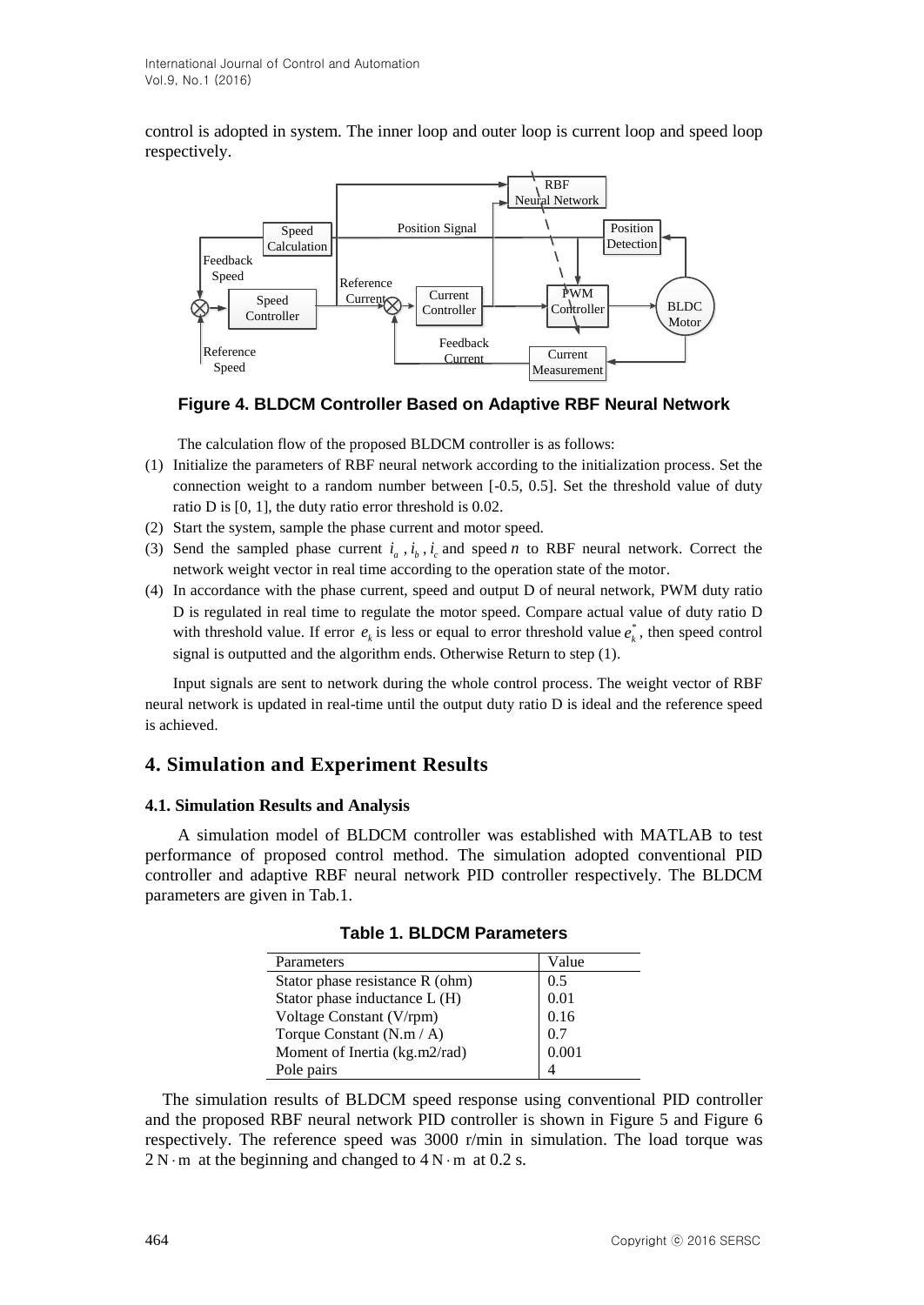control is adopted in system. The inner loop and outer loop is current loop and speed loop respectively.

**Figure 4. BLDCM Controller Based on Adaptive RBF Neural Network**

The calculation flow of the proposed BLDCM controller is as follows:

(1) Initialize the parameters of RBF neural network according to the initialization process. Set the connection weight to a random number between [-0.5, 0.5]. Set the threshold value of duty ratio D is [0, 1], the duty ratio error threshold is 0.02.

(2) Start the system, sample the phase current and motor speed.

(3) Send the sampled phase current $i_a$ , $i_b$ , $i_c$ and speed $n$ to RBF neural network. Correct the network weight vector in real time according to the operation state of the motor.

(4) In accordance with the phase current, speed and output D of neural network, PWM duty ratio D is regulated in real time to regulate the motor speed. Compare actual value of duty ratio D with threshold value. If error $e_k$ is less or equal to error threshold value $e_k^*$, then speed control signal is outputted and the algorithm ends. Otherwise Return to step (1).

Input signals are sent to network during the whole control process. The weight vector of RBF neural network is updated in real-time until the output duty ratio D is ideal and the reference speed is achieved.

## 4. Simulation and Experiment Results

### 4.1. Simulation Results and Analysis

A simulation model of BLDCM controller was established with MATLAB to test performance of proposed control method. The simulation adopted conventional PID controller and adaptive RBF neural network PID controller respectively. The BLDCM parameters are given in Tab.1.

**Table 1. BLDCM Parameters**

| Parameters | Value |
|---|---|
| Stator phase resistance R (ohm) | 0.5 |
| Stator phase inductance L (H) | 0.01 |
| Voltage Constant (V/rpm) | 0.16 |
| Torque Constant (N.m / A) | 0.7 |
| Moment of Inertia (kg.m2/rad) | 0.001 |
| Pole pairs | 4 |

The simulation results of BLDCM speed response using conventional PID controller and the proposed RBF neural network PID controller is shown in Figure 5 and Figure 6 respectively. The reference speed was 3000 r/min in simulation. The load torque was $2\,\mathrm{N \cdot m}$ at the beginning and changed to $4\,\mathrm{N \cdot m}$ at 0.2 s.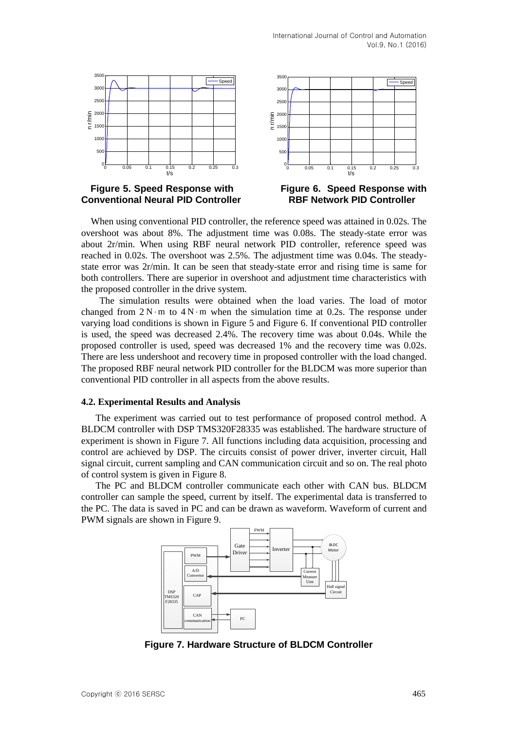Figure 5. Speed Response with Conventional Neural PID Controller

Figure 6. Speed Response with RBF Network PID Controller

When using conventional PID controller, the reference speed was attained in 0.02s. The overshoot was about 8%. The adjustment time was 0.08s. The steady-state error was about 2r/min. When using RBF neural network PID controller, reference speed was reached in 0.02s. The overshoot was 2.5%. The adjustment time was 0.04s. The steady-state error was 2r/min. It can be seen that steady-state error and rising time is same for both controllers. There are superior in overshoot and adjustment time characteristics with the proposed controller in the drive system.

The simulation results were obtained when the load varies. The load of motor changed from $2\,N \cdot m$ to $4\,N \cdot m$ when the simulation time at 0.2s. The response under varying load conditions is shown in Figure 5 and Figure 6. If conventional PID controller is used, the speed was decreased 2.4%. The recovery time was about 0.04s. While the proposed controller is used, speed was decreased 1% and the recovery time was 0.02s. There are less undershoot and recovery time in proposed controller with the load changed. The proposed RBF neural network PID controller for the BLDCM was more superior than conventional PID controller in all aspects from the above results.

### 4.2. Experimental Results and Analysis

The experiment was carried out to test performance of proposed control method. A BLDCM controller with DSP TMS320F28335 was established. The hardware structure of experiment is shown in Figure 7. All functions including data acquisition, processing and control are achieved by DSP. The circuits consist of power driver, inverter circuit, Hall signal circuit, current sampling and CAN communication circuit and so on. The real photo of control system is given in Figure 8.

The PC and BLDCM controller communicate each other with CAN bus. BLDCM controller can sample the speed, current by itself. The experimental data is transferred to the PC. The data is saved in PC and can be drawn as waveform. Waveform of current and PWM signals are shown in Figure 9.

Figure 7. Hardware Structure of BLDCM Controller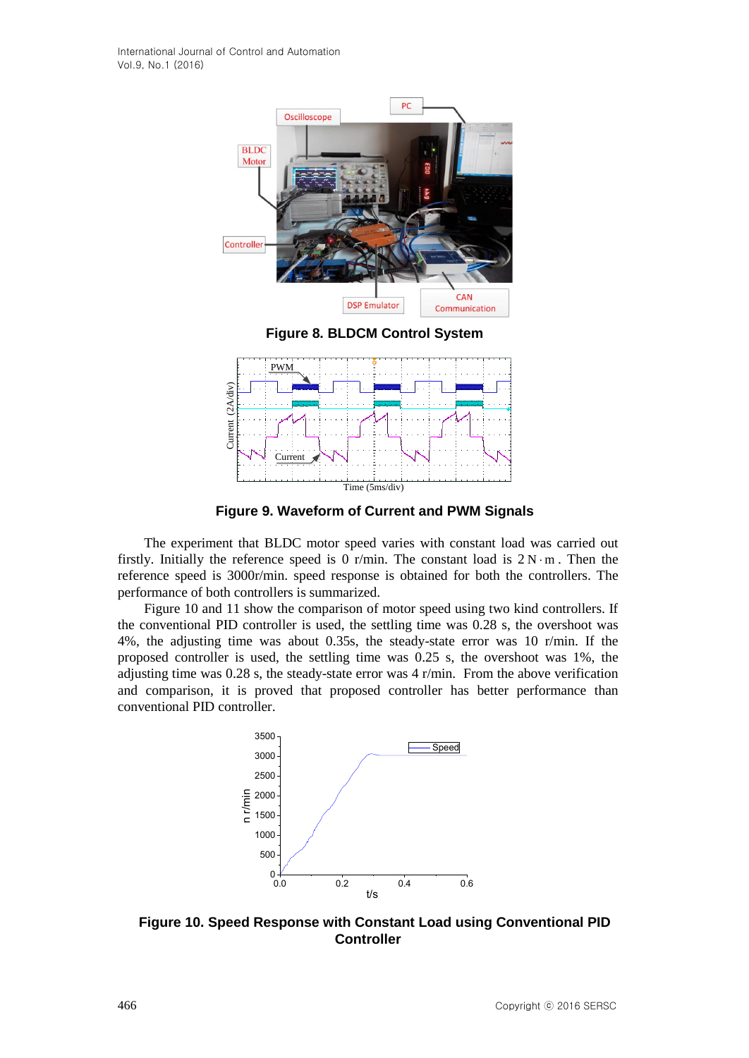Figure 8. BLDCM Control System

Figure 9. Waveform of Current and PWM Signals

The experiment that BLDC motor speed varies with constant load was carried out firstly. Initially the reference speed is 0 r/min. The constant load is $2\,N\cdot m$. Then the reference speed is 3000r/min. speed response is obtained for both the controllers. The performance of both controllers is summarized.

Figure 10 and 11 show the comparison of motor speed using two kind controllers. If the conventional PID controller is used, the settling time was 0.28 s, the overshoot was 4%, the adjusting time was about 0.35s, the steady-state error was 10 r/min. If the proposed controller is used, the settling time was 0.25 s, the overshoot was 1%, the adjusting time was 0.28 s, the steady-state error was 4 r/min. From the above verification and comparison, it is proved that proposed controller has better performance than conventional PID controller.

Figure 10. Speed Response with Constant Load using Conventional PID Controller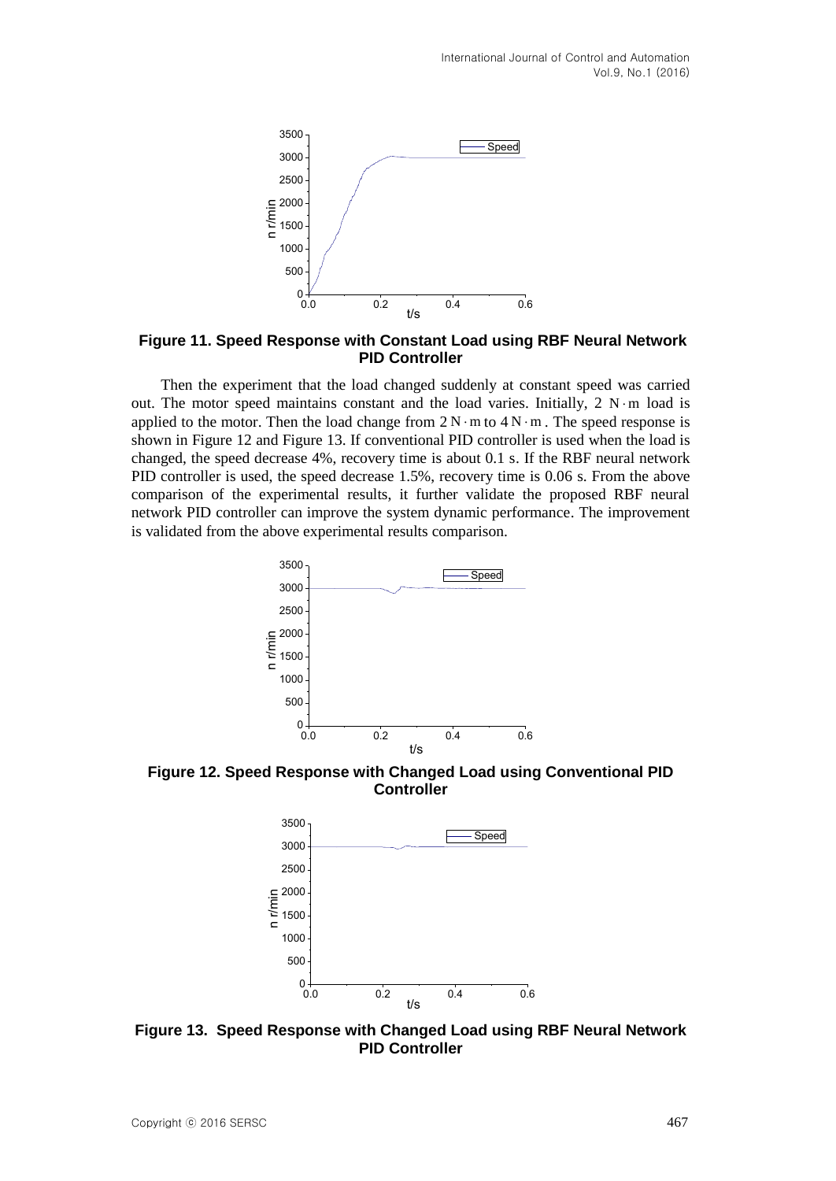**Figure 11. Speed Response with Constant Load using RBF Neural Network PID Controller**

Then the experiment that the load changed suddenly at constant speed was carried out. The motor speed maintains constant and the load varies. Initially, 2 $N \cdot m$ load is applied to the motor. Then the load change from 2 $N \cdot m$ to 4 $N \cdot m$. The speed response is shown in Figure 12 and Figure 13. If conventional PID controller is used when the load is changed, the speed decrease 4%, recovery time is about 0.1 s. If the RBF neural network PID controller is used, the speed decrease 1.5%, recovery time is 0.06 s. From the above comparison of the experimental results, it further validate the proposed RBF neural network PID controller can improve the system dynamic performance. The improvement is validated from the above experimental results comparison.

**Figure 12. Speed Response with Changed Load using Conventional PID Controller**

**Figure 13. Speed Response with Changed Load using RBF Neural Network PID Controller**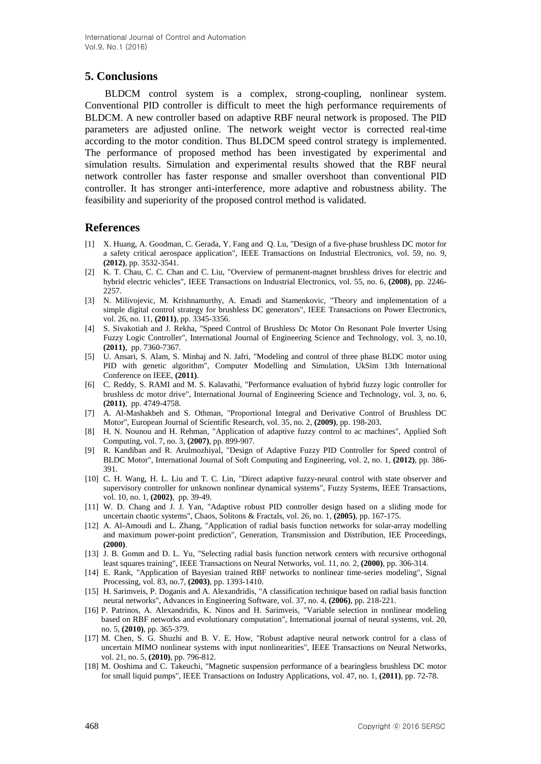## 5. Conclusions

BLDCM control system is a complex, strong-coupling, nonlinear system. Conventional PID controller is difficult to meet the high performance requirements of BLDCM. A new controller based on adaptive RBF neural network is proposed. The PID parameters are adjusted online. The network weight vector is corrected real-time according to the motor condition. Thus BLDCM speed control strategy is implemented. The performance of proposed method has been investigated by experimental and simulation results. Simulation and experimental results showed that the RBF neural network controller has faster response and smaller overshoot than conventional PID controller. It has stronger anti-interference, more adaptive and robustness ability. The feasibility and superiority of the proposed control method is validated.

## References

[1] X. Huang, A. Goodman, C. Gerada, Y. Fang and Q. Lu, "Design of a five-phase brushless DC motor for a safety critical aerospace application", IEEE Transactions on Industrial Electronics, vol. 59, no. 9, **(2012)**, pp. 3532-3541.

[2] K. T. Chau, C. C. Chan and C. Liu, "Overview of permanent-magnet brushless drives for electric and hybrid electric vehicles", IEEE Transactions on Industrial Electronics, vol. 55, no. 6, **(2008)**, pp. 2246-2257.

[3] N. Milivojevic, M. Krishnamurthy, A. Emadi and Stamenkovic, "Theory and implementation of a simple digital control strategy for brushless DC generators", IEEE Transactions on Power Electronics, vol. 26, no. 11, **(2011)**, pp. 3345-3356.

[4] S. Sivakotiah and J. Rekha, "Speed Control of Brushless Dc Motor On Resonant Pole Inverter Using Fuzzy Logic Controller", International Journal of Engineering Science and Technology, vol. 3, no.10, **(2011)**, pp. 7360-7367.

[5] U. Ansari, S. Alam, S. Minhaj and N. Jafri, "Modeling and control of three phase BLDC motor using PID with genetic algorithm", Computer Modelling and Simulation, UkSim 13th International Conference on IEEE, **(2011)**.

[6] C. Reddy, S. RAMI and M. S. Kalavathi, "Performance evaluation of hybrid fuzzy logic controller for brushless dc motor drive", International Journal of Engineering Science and Technology, vol. 3, no. 6, **(2011)**, pp. 4749-4758.

[7] A. Al-Mashakbeh and S. Othman, "Proportional Integral and Derivative Control of Brushless DC Motor", European Journal of Scientific Research, vol. 35, no. 2, **(2009)**, pp. 198-203.

[8] H. N. Nounou and H. Rehman, "Application of adaptive fuzzy control to ac machines", Applied Soft Computing, vol. 7, no. 3, **(2007)**, pp. 899-907.

[9] R. Kandiban and R. Arulmozhiyal, "Design of Adaptive Fuzzy PID Controller for Speed control of BLDC Motor", International Journal of Soft Computing and Engineering, vol. 2, no. 1, **(2012)**, pp. 386-391.

[10] C. H. Wang, H. L. Liu and T. C. Lin, "Direct adaptive fuzzy-neural control with state observer and supervisory controller for unknown nonlinear dynamical systems", Fuzzy Systems, IEEE Transactions, vol. 10, no. 1, **(2002)**, pp. 39-49.

[11] W. D. Chang and J. J. Yan, "Adaptive robust PID controller design based on a sliding mode for uncertain chaotic systems", Chaos, Solitons & Fractals, vol. 26, no. 1, **(2005)**, pp. 167-175.

[12] A. Al-Amoudi and L. Zhang, "Application of radial basis function networks for solar-array modelling and maximum power-point prediction", Generation, Transmission and Distribution, IEE Proceedings, **(2000)**.

[13] J. B. Gomm and D. L. Yu, "Selecting radial basis function network centers with recursive orthogonal least squares training", IEEE Transactions on Neural Networks, vol. 11, no. 2, **(2000)**, pp. 306-314.

[14] E. Rank, "Application of Bayesian trained RBF networks to nonlinear time-series modeling", Signal Processing, vol. 83, no.7, **(2003)**, pp. 1393-1410.

[15] H. Sarimveis, P. Doganis and A. Alexandridis, "A classification technique based on radial basis function neural networks", Advances in Engineering Software, vol. 37, no. 4, **(2006)**, pp. 218-221.

[16] P. Patrinos, A. Alexandridis, K. Ninos and H. Sarimveis, "Variable selection in nonlinear modeling based on RBF networks and evolutionary computation", International journal of neural systems, vol. 20, no. 5, **(2010)**, pp. 365-379.

[17] M. Chen, S. G. Shuzhi and B. V. E. How, "Robust adaptive neural network control for a class of uncertain MIMO nonlinear systems with input nonlinearities", IEEE Transactions on Neural Networks, vol. 21, no. 5, **(2010)**, pp. 796-812.

[18] M. Ooshima and C. Takeuchi, "Magnetic suspension performance of a bearingless brushless DC motor for small liquid pumps", IEEE Transactions on Industry Applications, vol. 47, no. 1, **(2011)**, pp. 72-78.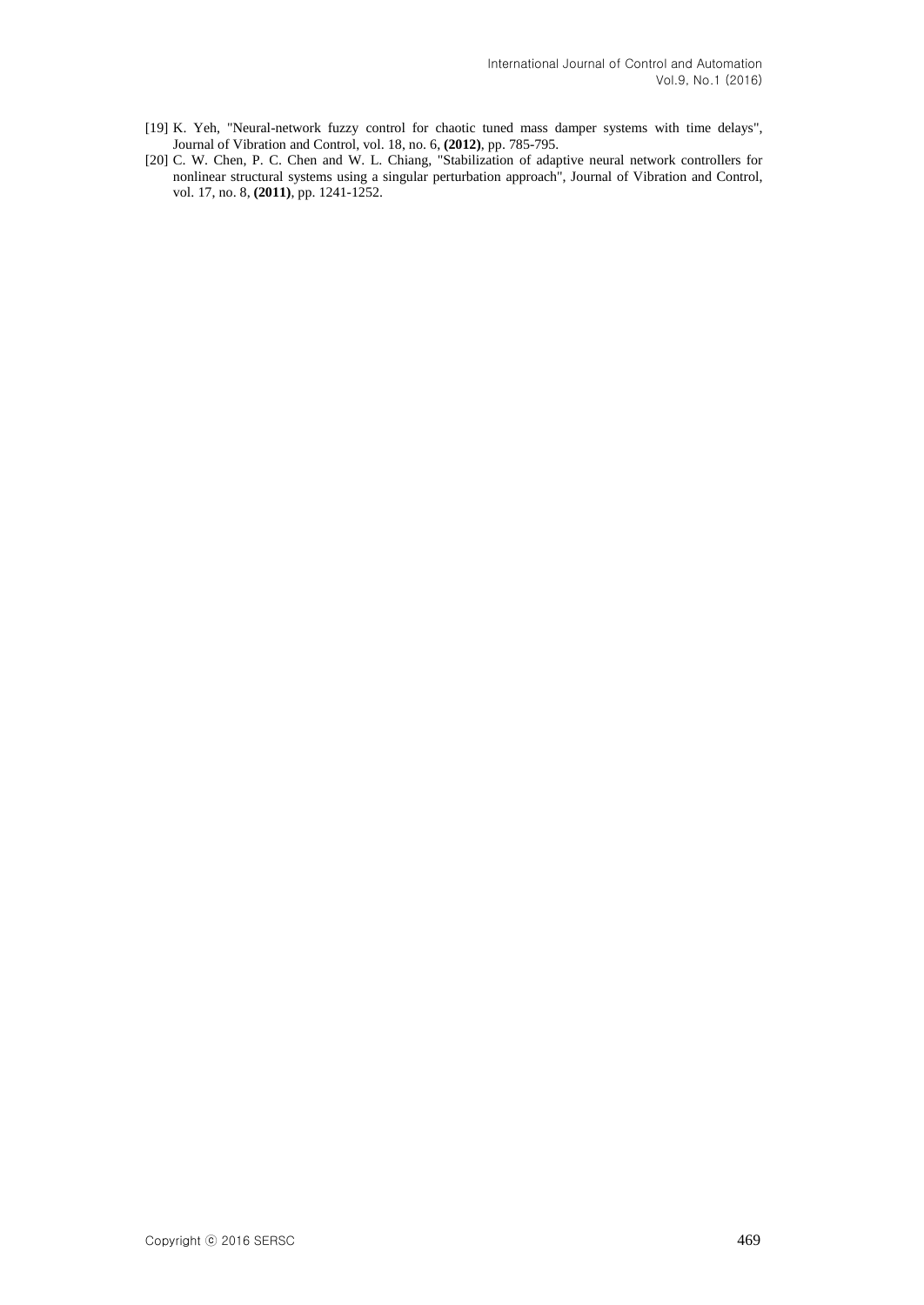[19] K. Yeh, "Neural-network fuzzy control for chaotic tuned mass damper systems with time delays", Journal of Vibration and Control, vol. 18, no. 6, **(2012)**, pp. 785-795.

[20] C. W. Chen, P. C. Chen and W. L. Chiang, "Stabilization of adaptive neural network controllers for nonlinear structural systems using a singular perturbation approach", Journal of Vibration and Control, vol. 17, no. 8, **(2011)**, pp. 1241-1252.